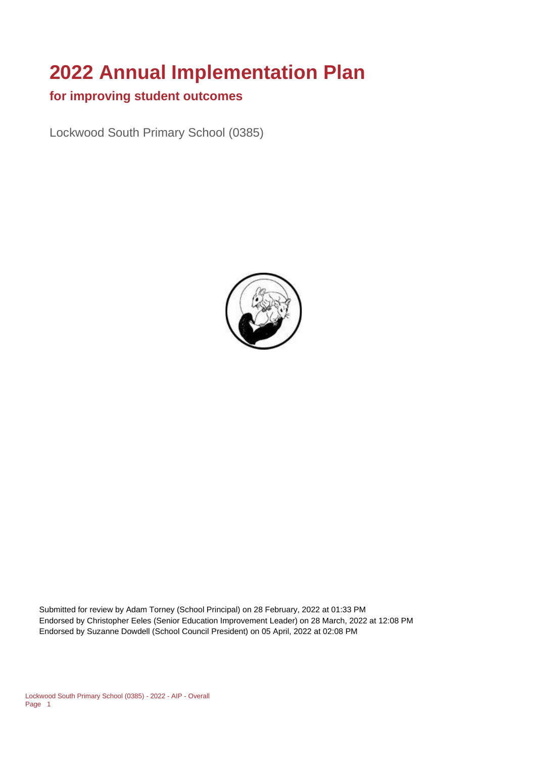# 2022 Annual Implementation Plan

## for improving student outcomes

Lockwood South Primary School (0385)

Submitted for review by Adam Torney (School Principal) on 28 February, 2022 at 01:33 PM
Endorsed by Christopher Eeles (Senior Education Improvement Leader) on 28 March, 2022 at 12:08 PM
Endorsed by Suzanne Dowdell (School Council President) on 05 April, 2022 at 02:08 PM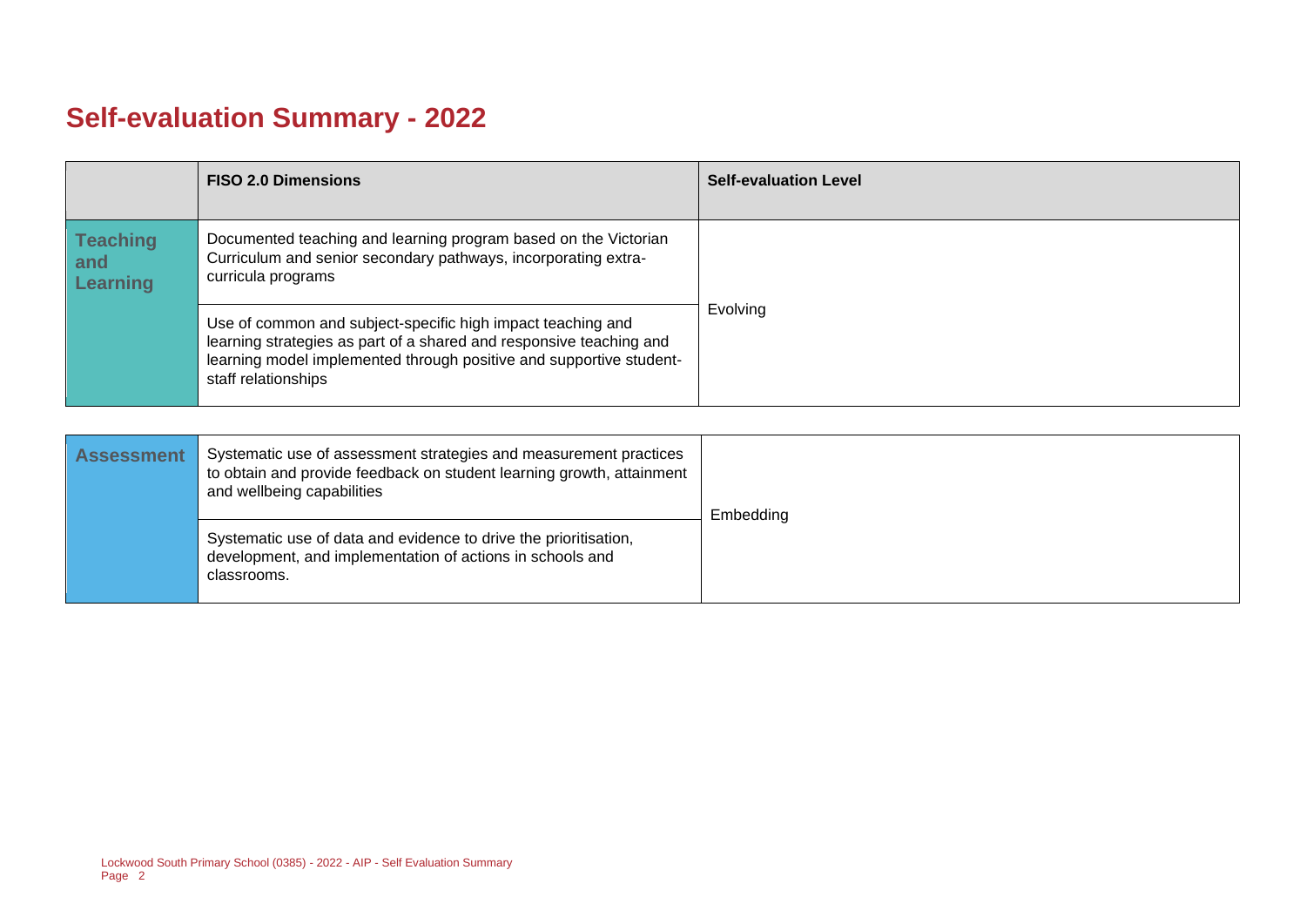# Self-evaluation Summary - 2022

| | FISO 2.0 Dimensions | Self-evaluation Level |
|---|---|---|
| **Teaching and Learning** | Documented teaching and learning program based on the Victorian Curriculum and senior secondary pathways, incorporating extra-curricula programs | Evolving |
| | Use of common and subject-specific high impact teaching and learning strategies as part of a shared and responsive teaching and learning model implemented through positive and supportive student-staff relationships | |

| | | |
|---|---|---|
| **Assessment** | Systematic use of assessment strategies and measurement practices to obtain and provide feedback on student learning growth, attainment and wellbeing capabilities | Embedding |
| | Systematic use of data and evidence to drive the prioritisation, development, and implementation of actions in schools and classrooms. | |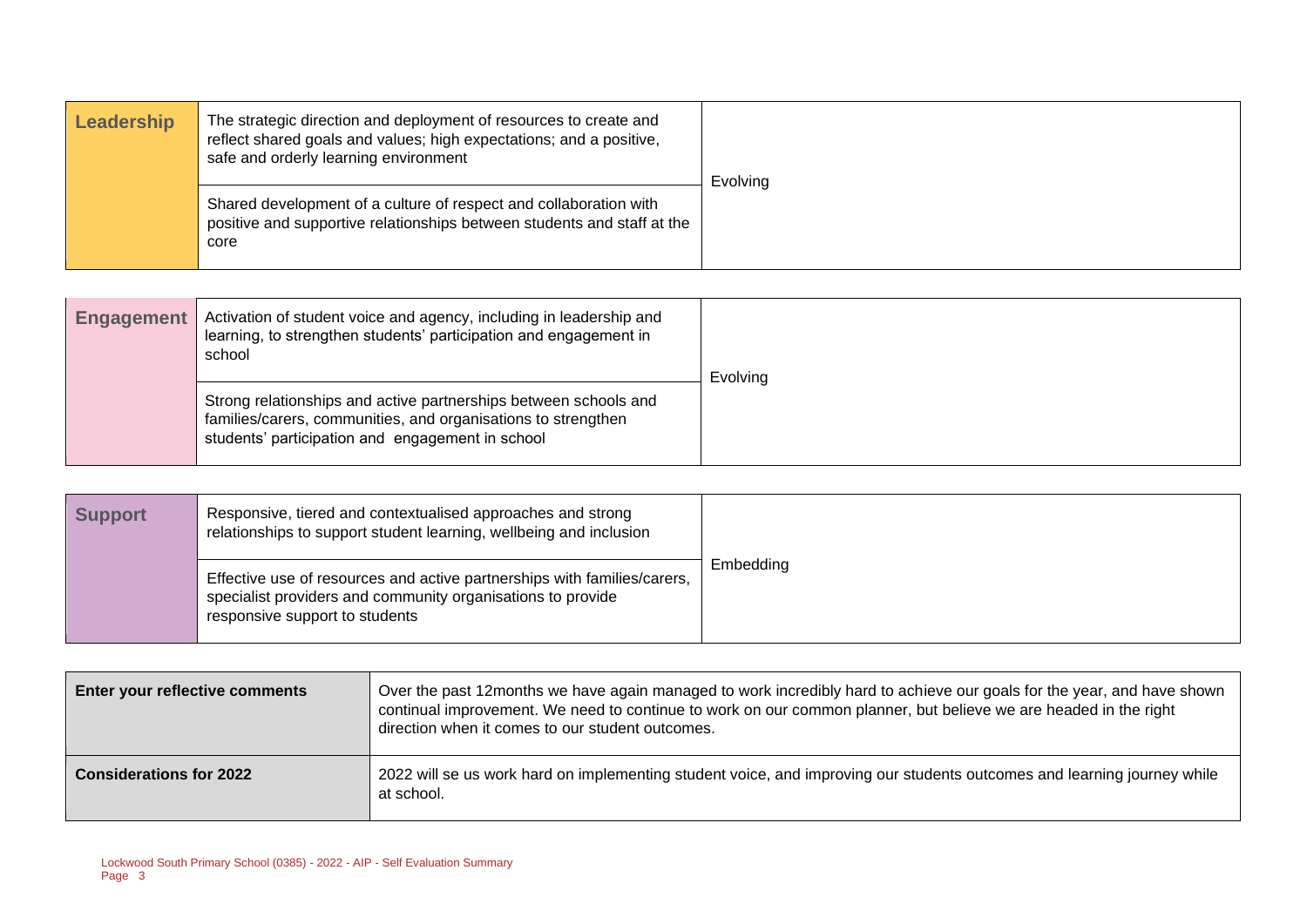| Leadership | | |
|---|---|---|
| | The strategic direction and deployment of resources to create and reflect shared goals and values; high expectations; and a positive, safe and orderly learning environment | Evolving |
| | Shared development of a culture of respect and collaboration with positive and supportive relationships between students and staff at the core | |

| Engagement | | |
|---|---|---|
| | Activation of student voice and agency, including in leadership and learning, to strengthen students' participation and engagement in school | Evolving |
| | Strong relationships and active partnerships between schools and families/carers, communities, and organisations to strengthen students' participation and engagement in school | |

| Support | | |
|---|---|---|
| | Responsive, tiered and contextualised approaches and strong relationships to support student learning, wellbeing and inclusion | Embedding |
| | Effective use of resources and active partnerships with families/carers, specialist providers and community organisations to provide responsive support to students | |

| | |
|---|---|
| **Enter your reflective comments** | Over the past 12months we have again managed to work incredibly hard to achieve our goals for the year, and have shown continual improvement. We need to continue to work on our common planner, but believe we are headed in the right direction when it comes to our student outcomes. |
| **Considerations for 2022** | 2022 will se us work hard on implementing student voice, and improving our students outcomes and learning journey while at school. |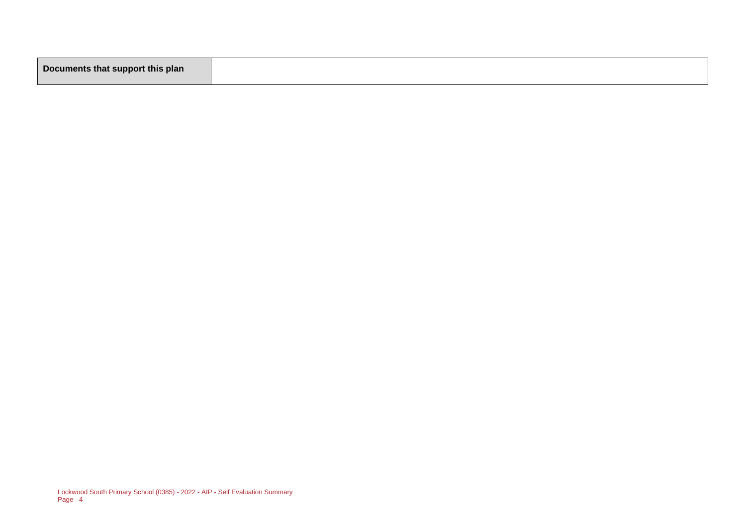| **Documents that support this plan** | |
|---|---|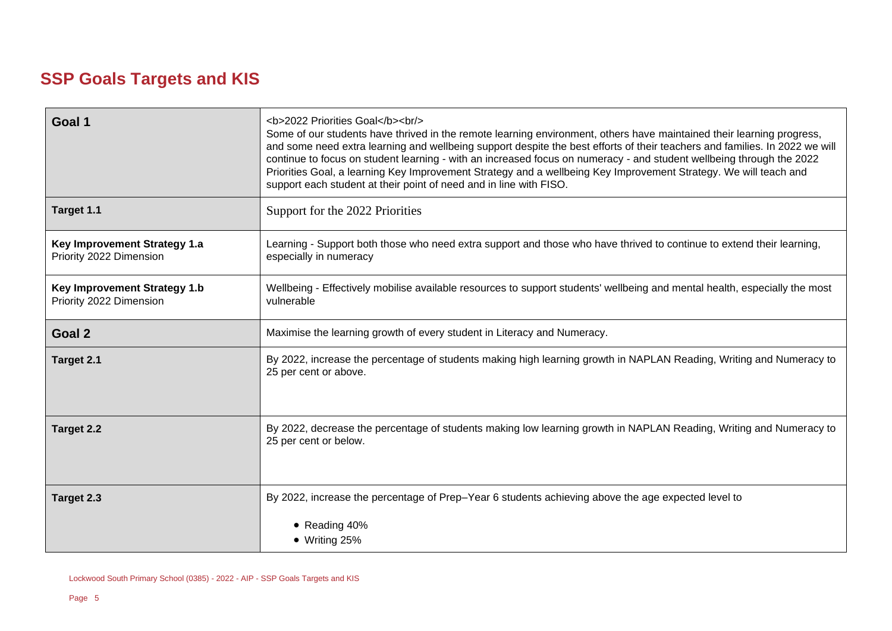# SSP Goals Targets and KIS

| | |
|---|---|
| **Goal 1** | <b>2022 Priorities Goal</b><br/> Some of our students have thrived in the remote learning environment, others have maintained their learning progress, and some need extra learning and wellbeing support despite the best efforts of their teachers and families. In 2022 we will continue to focus on student learning - with an increased focus on numeracy - and student wellbeing through the 2022 Priorities Goal, a learning Key Improvement Strategy and a wellbeing Key Improvement Strategy. We will teach and support each student at their point of need and in line with FISO. |
| **Target 1.1** | Support for the 2022 Priorities |
| **Key Improvement Strategy 1.a** Priority 2022 Dimension | Learning - Support both those who need extra support and those who have thrived to continue to extend their learning, especially in numeracy |
| **Key Improvement Strategy 1.b** Priority 2022 Dimension | Wellbeing - Effectively mobilise available resources to support students' wellbeing and mental health, especially the most vulnerable |
| **Goal 2** | Maximise the learning growth of every student in Literacy and Numeracy. |
| **Target 2.1** | By 2022, increase the percentage of students making high learning growth in NAPLAN Reading, Writing and Numeracy to 25 per cent or above. |
| **Target 2.2** | By 2022, decrease the percentage of students making low learning growth in NAPLAN Reading, Writing and Numeracy to 25 per cent or below. |
| **Target 2.3** | By 2022, increase the percentage of Prep–Year 6 students achieving above the age expected level to<br>• Reading 40%<br>• Writing 25% |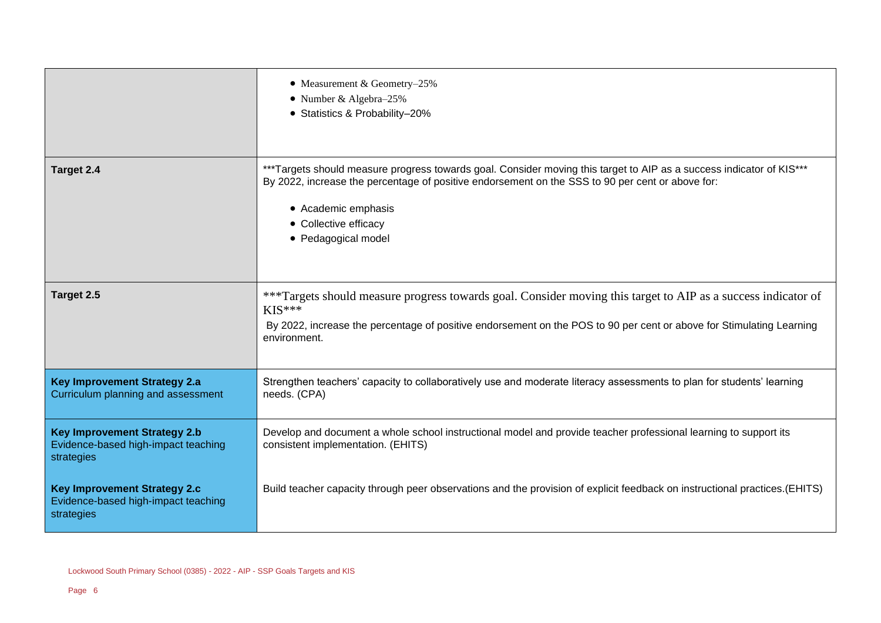| | |
|---|---|
| | • Measurement & Geometry–25%<br>• Number & Algebra–25%<br>• Statistics & Probability–20% |
| **Target 2.4** | ***Targets should measure progress towards goal. Consider moving this target to AIP as a success indicator of KIS***<br>By 2022, increase the percentage of positive endorsement on the SSS to 90 per cent or above for:<br>• Academic emphasis<br>• Collective efficacy<br>• Pedagogical model |
| **Target 2.5** | ***Targets should measure progress towards goal. Consider moving this target to AIP as a success indicator of KIS***<br>By 2022, increase the percentage of positive endorsement on the POS to 90 per cent or above for Stimulating Learning environment. |
| **Key Improvement Strategy 2.a**<br>Curriculum planning and assessment | Strengthen teachers' capacity to collaboratively use and moderate literacy assessments to plan for students' learning needs. (CPA) |
| **Key Improvement Strategy 2.b**<br>Evidence-based high-impact teaching strategies | Develop and document a whole school instructional model and provide teacher professional learning to support its consistent implementation. (EHITS) |
| **Key Improvement Strategy 2.c**<br>Evidence-based high-impact teaching strategies | Build teacher capacity through peer observations and the provision of explicit feedback on instructional practices.(EHITS) |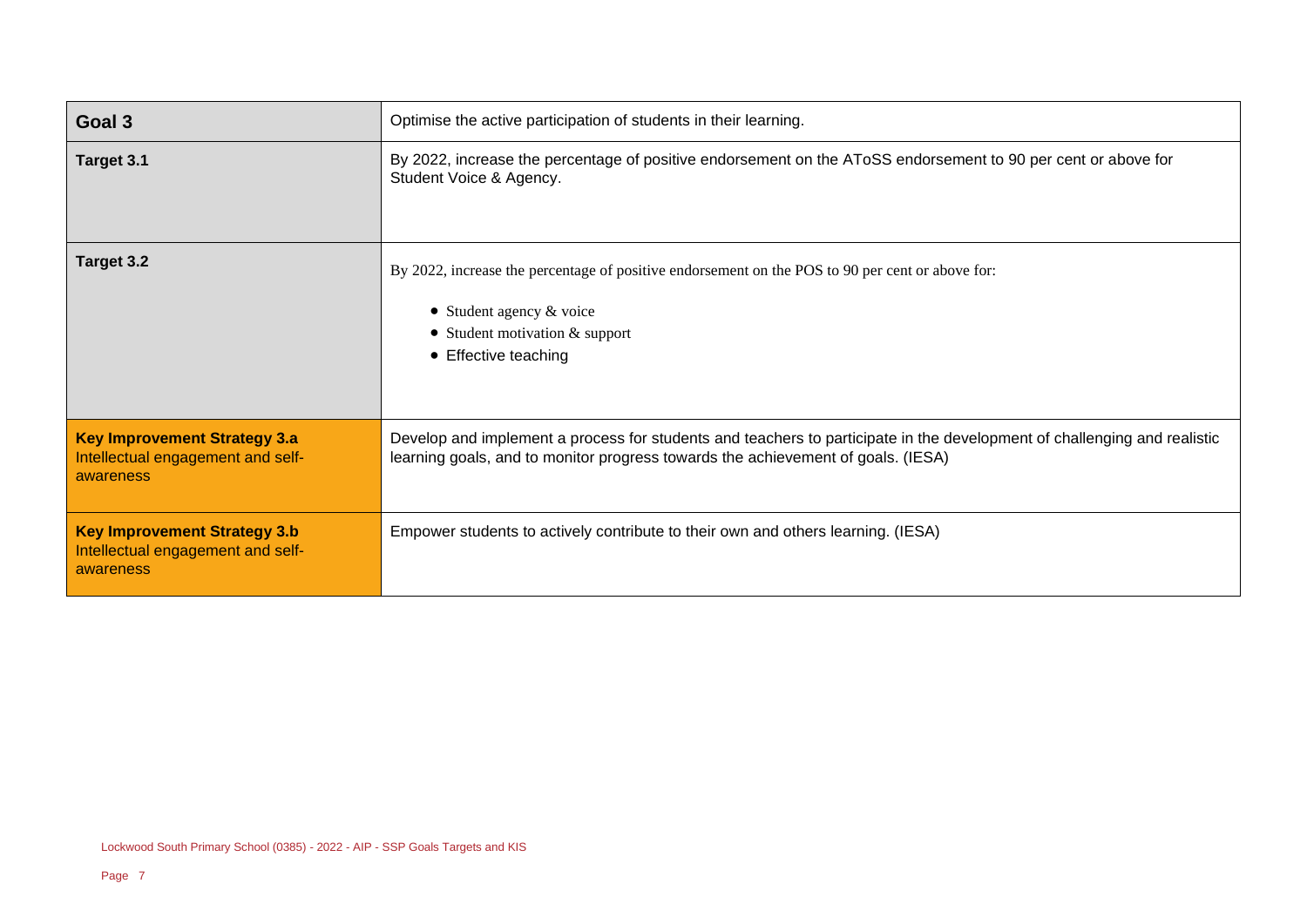| Goal 3 | Optimise the active participation of students in their learning. |
| --- | --- |
| **Target 3.1** | By 2022, increase the percentage of positive endorsement on the AToSS endorsement to 90 per cent or above for Student Voice & Agency. |
| **Target 3.2** | By 2022, increase the percentage of positive endorsement on the POS to 90 per cent or above for:<br>• Student agency & voice<br>• Student motivation & support<br>• Effective teaching |
| **Key Improvement Strategy 3.a**<br>Intellectual engagement and self-awareness | Develop and implement a process for students and teachers to participate in the development of challenging and realistic learning goals, and to monitor progress towards the achievement of goals. (IESA) |
| **Key Improvement Strategy 3.b**<br>Intellectual engagement and self-awareness | Empower students to actively contribute to their own and others learning. (IESA) |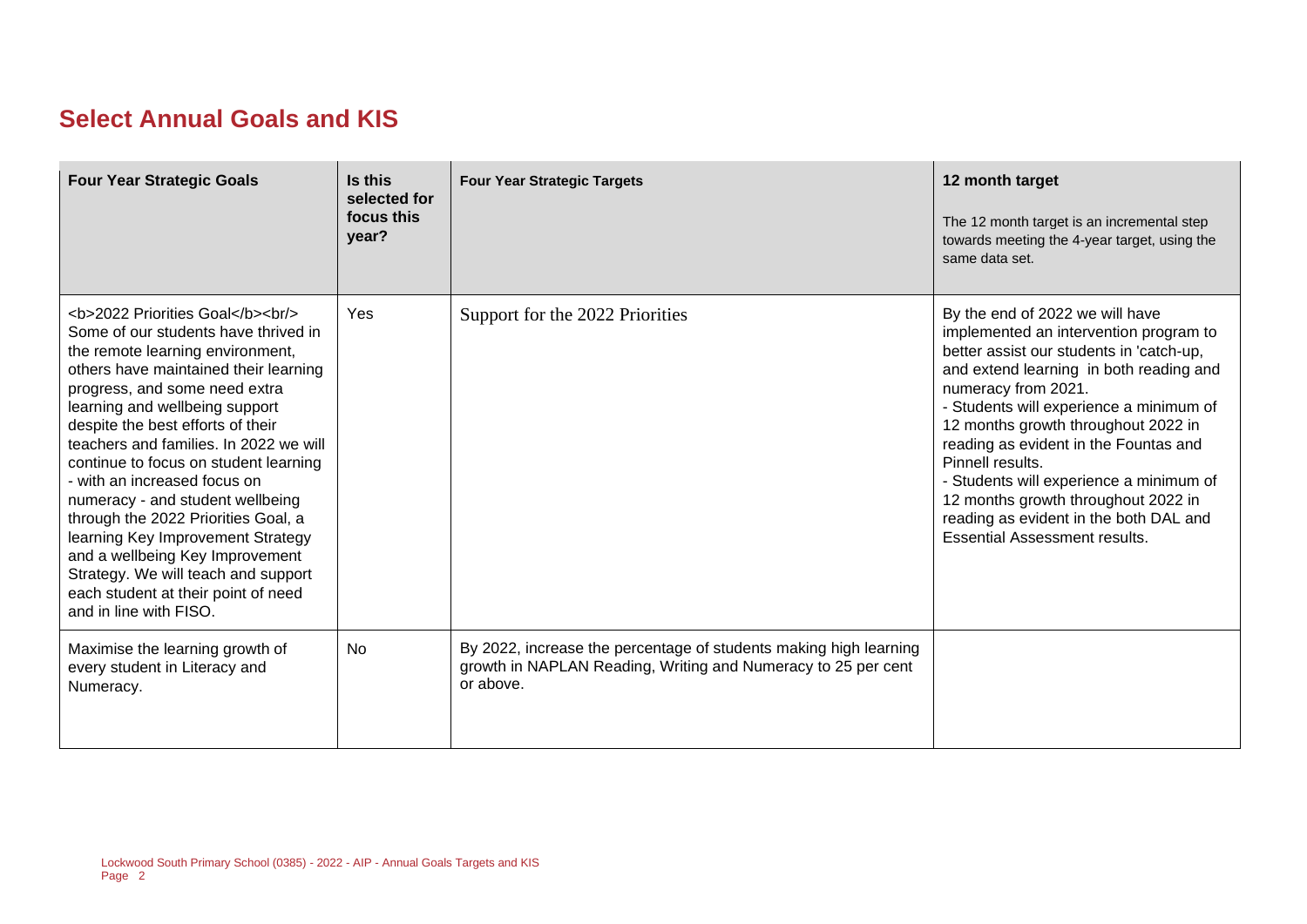# Select Annual Goals and KIS

| Four Year Strategic Goals | Is this selected for focus this year? | Four Year Strategic Targets | 12 month target<br><br>The 12 month target is an incremental step towards meeting the 4-year target, using the same data set. |
|---|---|---|---|
| <b>2022 Priorities Goal</b><br/> Some of our students have thrived in the remote learning environment, others have maintained their learning progress, and some need extra learning and wellbeing support despite the best efforts of their teachers and families. In 2022 we will continue to focus on student learning - with an increased focus on numeracy - and student wellbeing through the 2022 Priorities Goal, a learning Key Improvement Strategy and a wellbeing Key Improvement Strategy. We will teach and support each student at their point of need and in line with FISO. | Yes | Support for the 2022 Priorities | By the end of 2022 we will have implemented an intervention program to better assist our students in 'catch-up, and extend learning in both reading and numeracy from 2021.<br>- Students will experience a minimum of 12 months growth throughout 2022 in reading as evident in the Fountas and Pinnell results.<br>- Students will experience a minimum of 12 months growth throughout 2022 in reading as evident in the both DAL and Essential Assessment results. |
| Maximise the learning growth of every student in Literacy and Numeracy. | No | By 2022, increase the percentage of students making high learning growth in NAPLAN Reading, Writing and Numeracy to 25 per cent or above. | |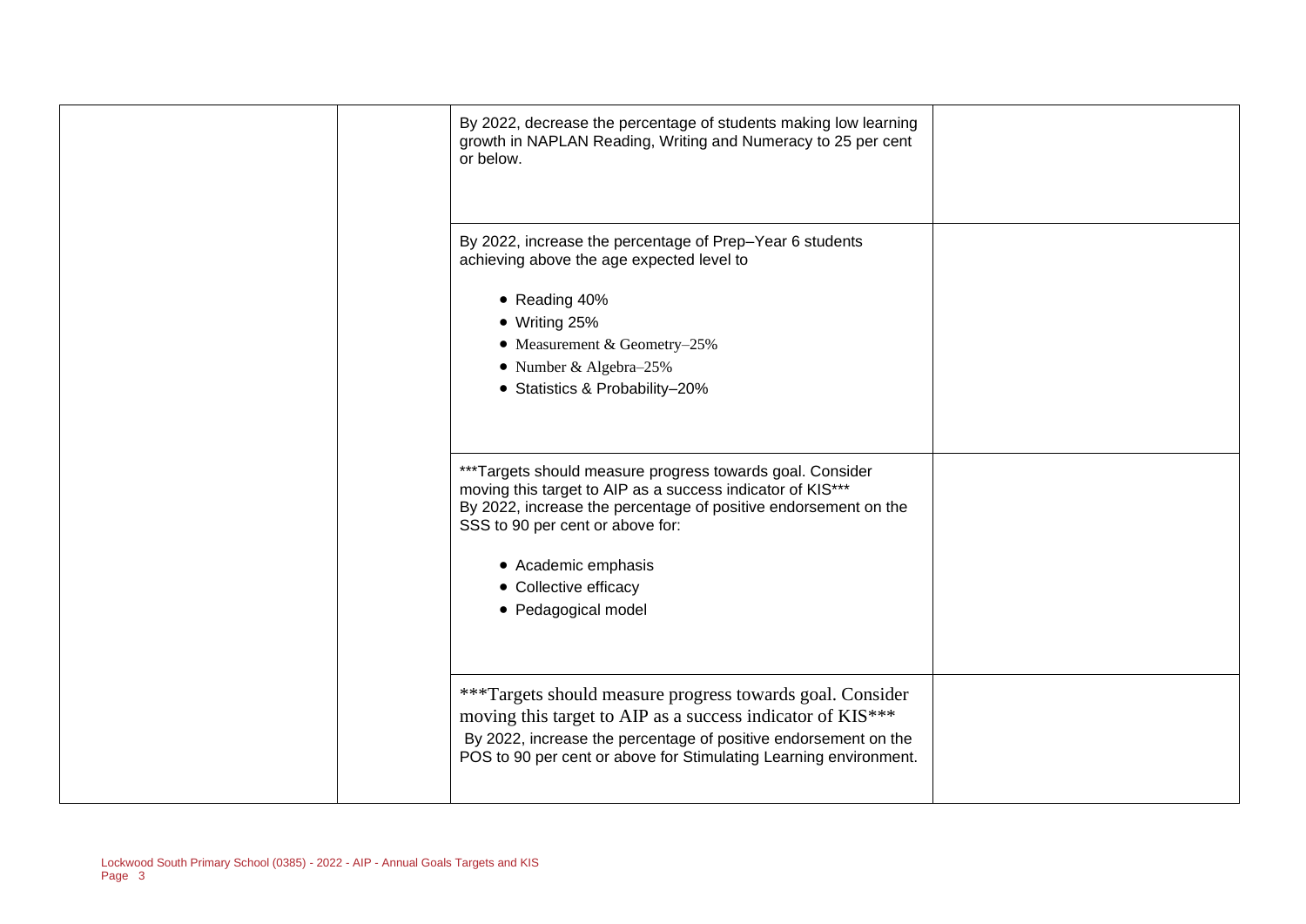| | | | |
|---|---|---|---|
| | | By 2022, decrease the percentage of students making low learning growth in NAPLAN Reading, Writing and Numeracy to 25 per cent or below. | |
| | | By 2022, increase the percentage of Prep–Year 6 students achieving above the age expected level to<br><br>• Reading 40%<br>• Writing 25%<br>• Measurement & Geometry–25%<br>• Number & Algebra–25%<br>• Statistics & Probability–20% | |
| | | ***Targets should measure progress towards goal. Consider moving this target to AIP as a success indicator of KIS***<br>By 2022, increase the percentage of positive endorsement on the SSS to 90 per cent or above for:<br><br>• Academic emphasis<br>• Collective efficacy<br>• Pedagogical model | |
| | | ***Targets should measure progress towards goal. Consider moving this target to AIP as a success indicator of KIS***<br>By 2022, increase the percentage of positive endorsement on the POS to 90 per cent or above for Stimulating Learning environment. | |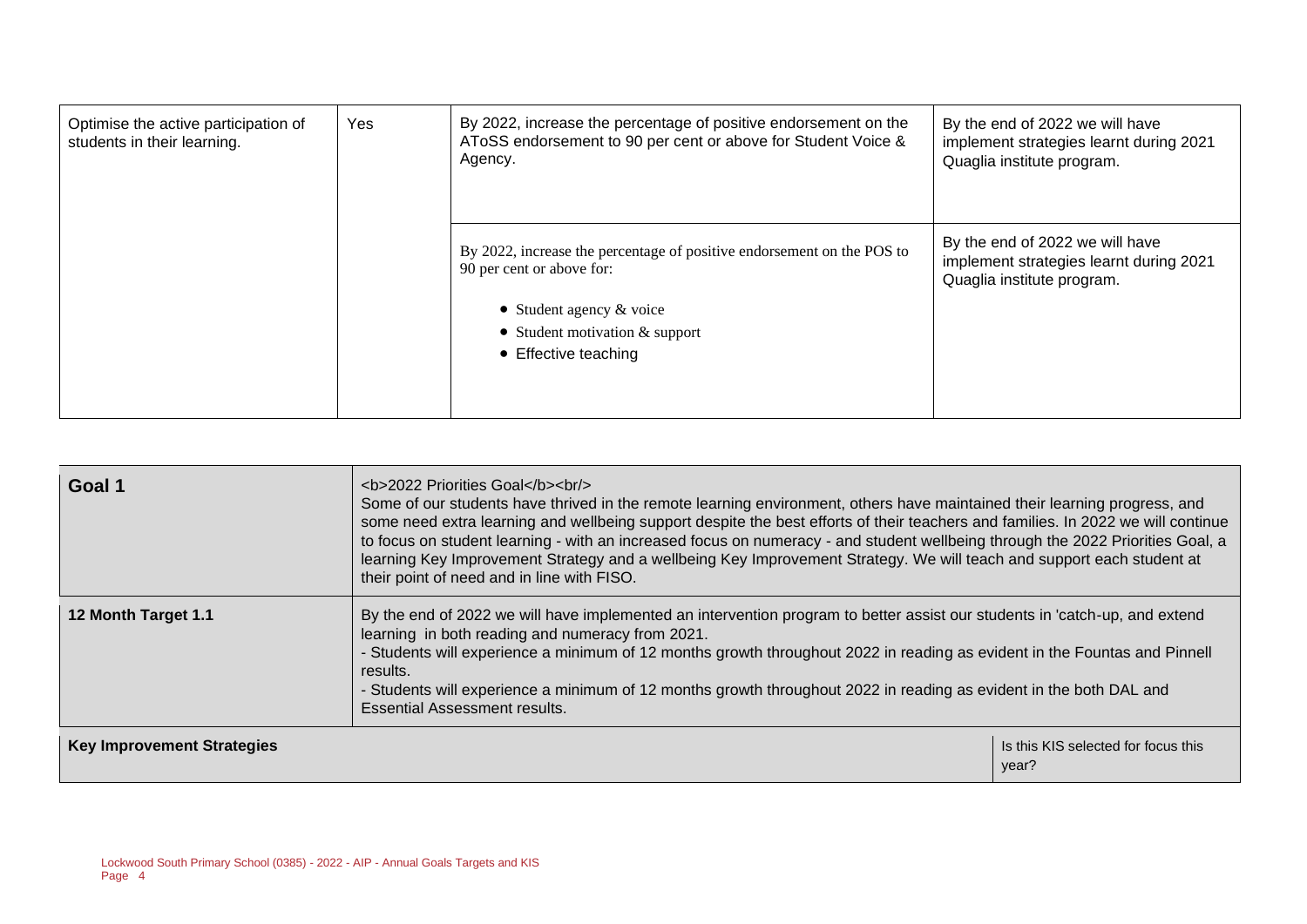| | | | |
|---|---|---|---|
| Optimise the active participation of students in their learning. | Yes | By 2022, increase the percentage of positive endorsement on the AToSS endorsement to 90 per cent or above for Student Voice & Agency. | By the end of 2022 we will have implement strategies learnt during 2021 Quaglia institute program. |
| | | By 2022, increase the percentage of positive endorsement on the POS to 90 per cent or above for:<br>• Student agency & voice<br>• Student motivation & support<br>• Effective teaching | By the end of 2022 we will have implement strategies learnt during 2021 Quaglia institute program. |

| | | |
|---|---|---|
| **Goal 1** | <b>2022 Priorities Goal</b><br/> Some of our students have thrived in the remote learning environment, others have maintained their learning progress, and some need extra learning and wellbeing support despite the best efforts of their teachers and families. In 2022 we will continue to focus on student learning - with an increased focus on numeracy - and student wellbeing through the 2022 Priorities Goal, a learning Key Improvement Strategy and a wellbeing Key Improvement Strategy. We will teach and support each student at their point of need and in line with FISO. | |
| **12 Month Target 1.1** | By the end of 2022 we will have implemented an intervention program to better assist our students in 'catch-up, and extend learning in both reading and numeracy from 2021.<br>- Students will experience a minimum of 12 months growth throughout 2022 in reading as evident in the Fountas and Pinnell results.<br>- Students will experience a minimum of 12 months growth throughout 2022 in reading as evident in the both DAL and Essential Assessment results. | |
| **Key Improvement Strategies** | | Is this KIS selected for focus this year? |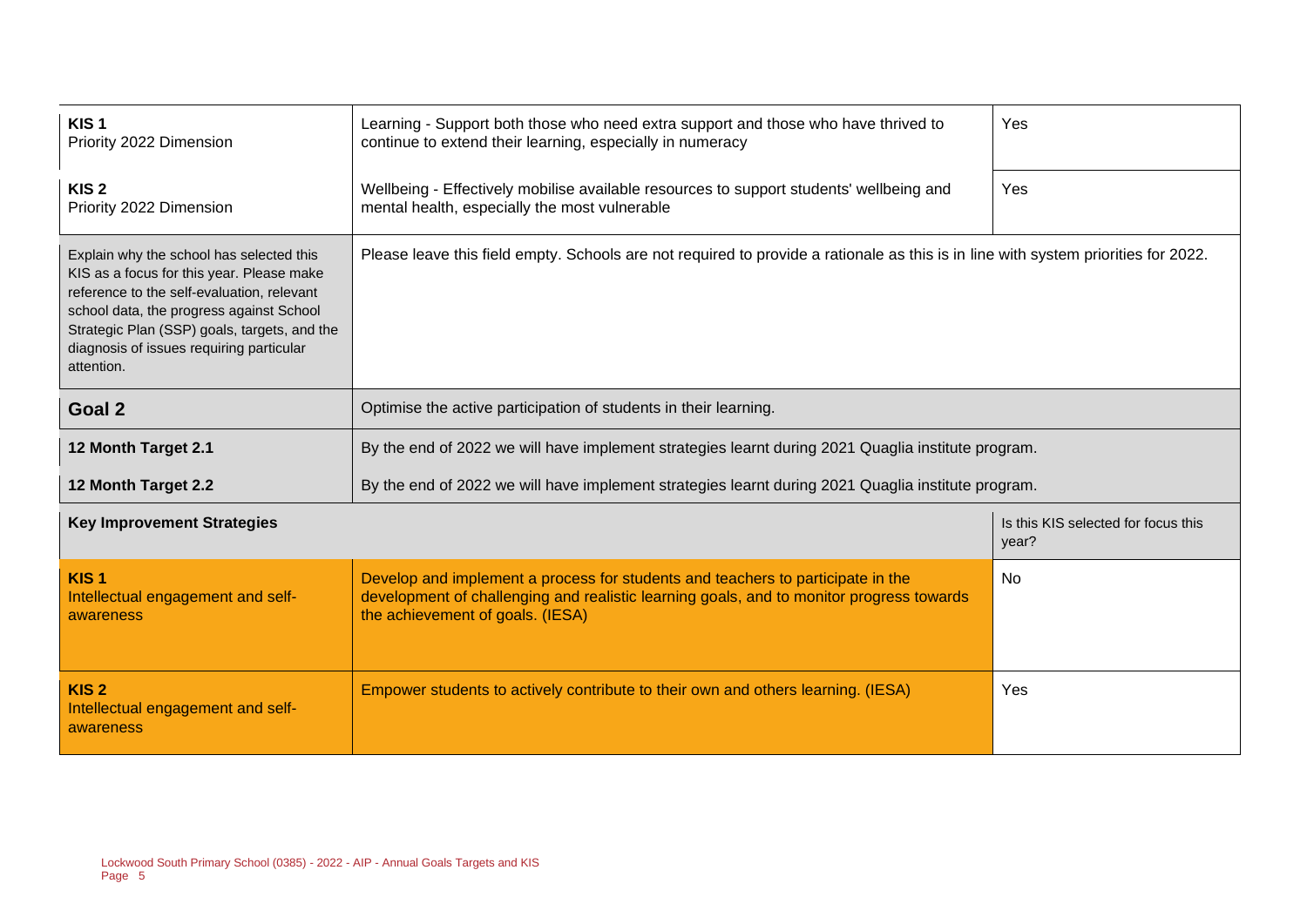| | | |
|---|---|---|
| **KIS 1**<br>Priority 2022 Dimension | Learning - Support both those who need extra support and those who have thrived to continue to extend their learning, especially in numeracy | Yes |
| **KIS 2**<br>Priority 2022 Dimension | Wellbeing - Effectively mobilise available resources to support students' wellbeing and mental health, especially the most vulnerable | Yes |
| Explain why the school has selected this KIS as a focus for this year. Please make reference to the self-evaluation, relevant school data, the progress against School Strategic Plan (SSP) goals, targets, and the diagnosis of issues requiring particular attention. | Please leave this field empty. Schools are not required to provide a rationale as this is in line with system priorities for 2022. | |
| **Goal 2** | Optimise the active participation of students in their learning. | |
| **12 Month Target 2.1** | By the end of 2022 we will have implement strategies learnt during 2021 Quaglia institute program. | |
| **12 Month Target 2.2** | By the end of 2022 we will have implement strategies learnt during 2021 Quaglia institute program. | |
| **Key Improvement Strategies** | | Is this KIS selected for focus this year? |
| **KIS 1**<br>Intellectual engagement and self-awareness | Develop and implement a process for students and teachers to participate in the development of challenging and realistic learning goals, and to monitor progress towards the achievement of goals. (IESA) | No |
| **KIS 2**<br>Intellectual engagement and self-awareness | Empower students to actively contribute to their own and others learning. (IESA) | Yes |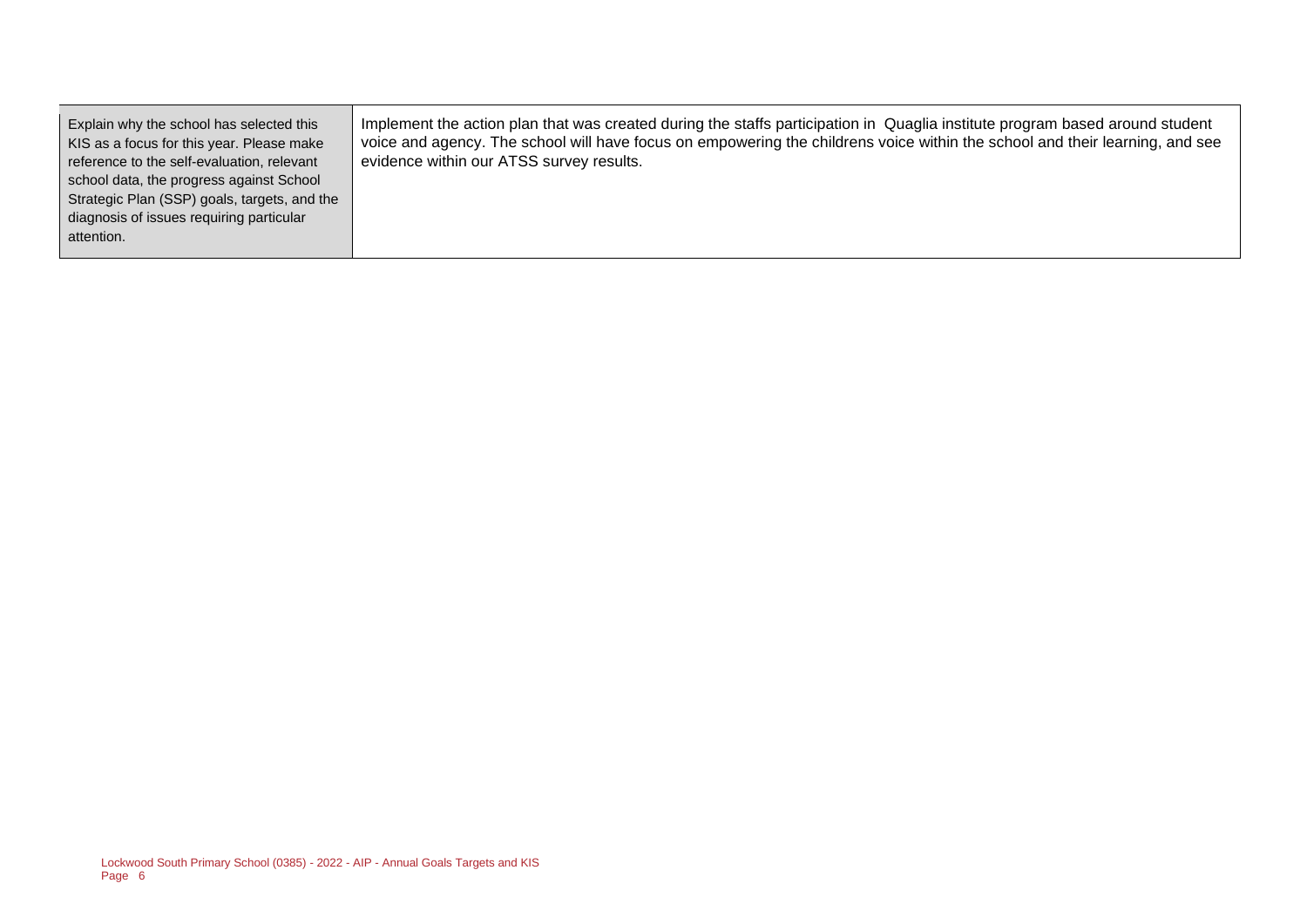| Explain why the school has selected this KIS as a focus for this year. Please make reference to the self-evaluation, relevant school data, the progress against School Strategic Plan (SSP) goals, targets, and the diagnosis of issues requiring particular attention. | Implement the action plan that was created during the staffs participation in Quaglia institute program based around student voice and agency. The school will have focus on empowering the childrens voice within the school and their learning, and see evidence within our ATSS survey results. |
|---|---|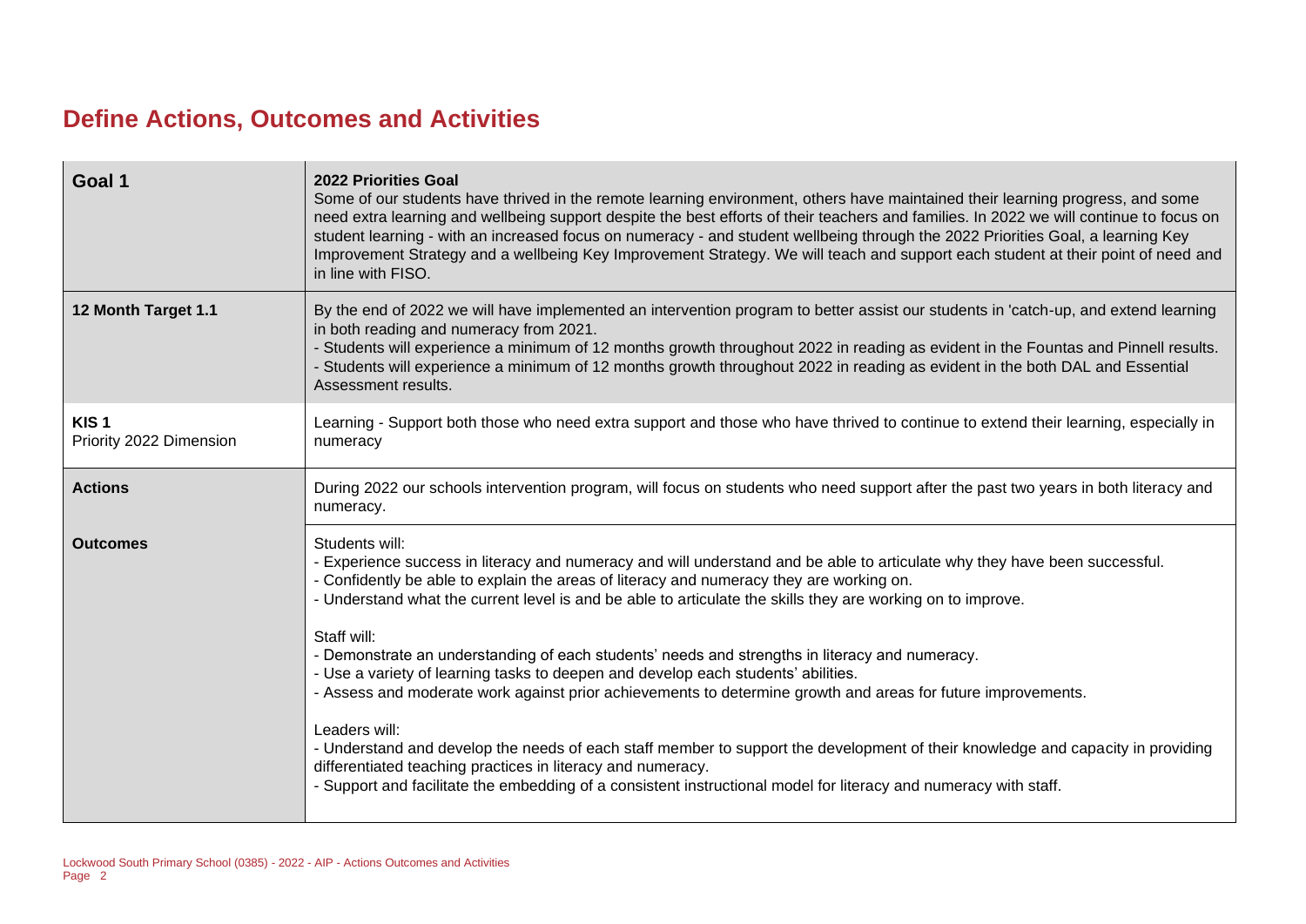# Define Actions, Outcomes and Activities

| **Goal 1** | **2022 Priorities Goal**<br>Some of our students have thrived in the remote learning environment, others have maintained their learning progress, and some need extra learning and wellbeing support despite the best efforts of their teachers and families. In 2022 we will continue to focus on student learning - with an increased focus on numeracy - and student wellbeing through the 2022 Priorities Goal, a learning Key Improvement Strategy and a wellbeing Key Improvement Strategy. We will teach and support each student at their point of need and in line with FISO. |
|---|---|
| **12 Month Target 1.1** | By the end of 2022 we will have implemented an intervention program to better assist our students in 'catch-up, and extend learning in both reading and numeracy from 2021.<br>- Students will experience a minimum of 12 months growth throughout 2022 in reading as evident in the Fountas and Pinnell results.<br>- Students will experience a minimum of 12 months growth throughout 2022 in reading as evident in the both DAL and Essential Assessment results. |
| **KIS 1**<br>Priority 2022 Dimension | Learning - Support both those who need extra support and those who have thrived to continue to extend their learning, especially in numeracy |
| **Actions** | During 2022 our schools intervention program, will focus on students who need support after the past two years in both literacy and numeracy. |
| **Outcomes** | Students will:<br>- Experience success in literacy and numeracy and will understand and be able to articulate why they have been successful.<br>- Confidently be able to explain the areas of literacy and numeracy they are working on.<br>- Understand what the current level is and be able to articulate the skills they are working on to improve.<br><br>Staff will:<br>- Demonstrate an understanding of each students' needs and strengths in literacy and numeracy.<br>- Use a variety of learning tasks to deepen and develop each students' abilities.<br>- Assess and moderate work against prior achievements to determine growth and areas for future improvements.<br><br>Leaders will:<br>- Understand and develop the needs of each staff member to support the development of their knowledge and capacity in providing differentiated teaching practices in literacy and numeracy.<br>- Support and facilitate the embedding of a consistent instructional model for literacy and numeracy with staff. |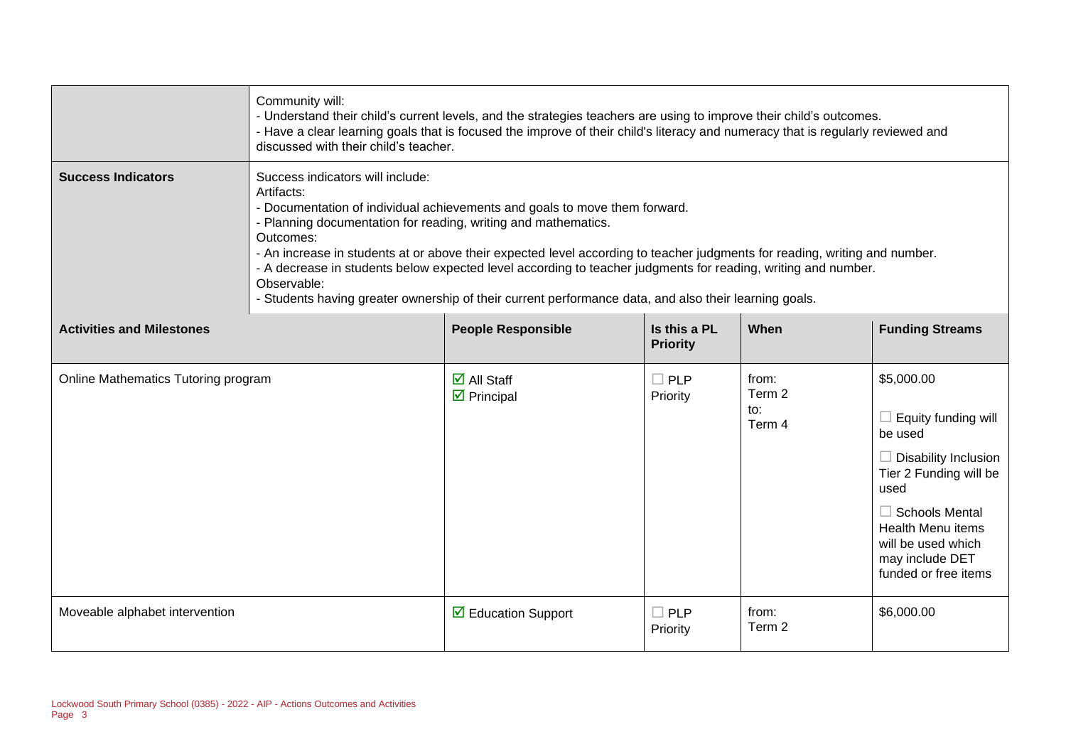| | |
|---|---|
| | Community will:<br>- Understand their child's current levels, and the strategies teachers are using to improve their child's outcomes.<br>- Have a clear learning goals that is focused the improve of their child's literacy and numeracy that is regularly reviewed and discussed with their child's teacher. |
| **Success Indicators** | Success indicators will include:<br>Artifacts:<br>- Documentation of individual achievements and goals to move them forward.<br>- Planning documentation for reading, writing and mathematics.<br>Outcomes:<br>- An increase in students at or above their expected level according to teacher judgments for reading, writing and number.<br>- A decrease in students below expected level according to teacher judgments for reading, writing and number.<br>Observable:<br>- Students having greater ownership of their current performance data, and also their learning goals. |

| Activities and Milestones | People Responsible | Is this a PL Priority | When | Funding Streams |
|---|---|---|---|---|
| Online Mathematics Tutoring program | ☑ All Staff<br>☑ Principal | ☐ PLP Priority | from:<br>Term 2<br>to:<br>Term 4 | $5,000.00<br><br>☐ Equity funding will be used<br><br>☐ Disability Inclusion Tier 2 Funding will be used<br><br>☐ Schools Mental Health Menu items will be used which may include DET funded or free items |
| Moveable alphabet intervention | ☑ Education Support | ☐ PLP Priority | from:<br>Term 2 | $6,000.00 |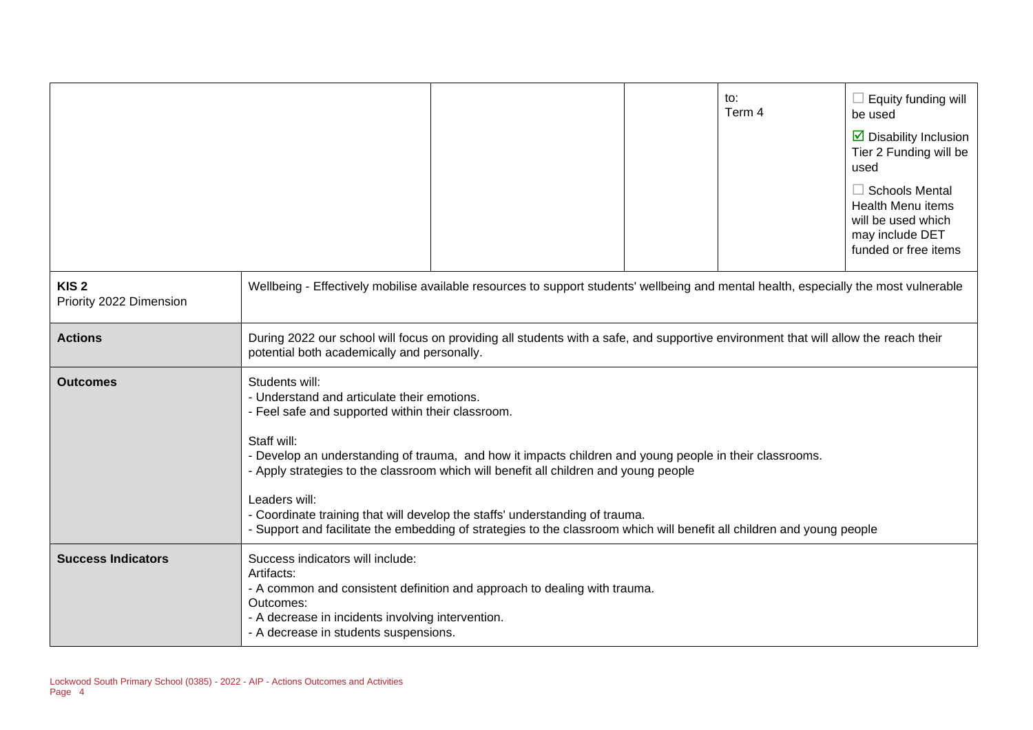| | | | to: Term 4 | ☐ Equity funding will be used<br>☑ Disability Inclusion Tier 2 Funding will be used<br>☐ Schools Mental Health Menu items will be used which may include DET funded or free items |
|---|---|---|---|---|

| **KIS 2**<br>Priority 2022 Dimension | Wellbeing - Effectively mobilise available resources to support students' wellbeing and mental health, especially the most vulnerable |
|---|---|
| **Actions** | During 2022 our school will focus on providing all students with a safe, and supportive environment that will allow the reach their potential both academically and personally. |
| **Outcomes** | Students will:<br>- Understand and articulate their emotions.<br>- Feel safe and supported within their classroom.<br><br>Staff will:<br>- Develop an understanding of trauma, and how it impacts children and young people in their classrooms.<br>- Apply strategies to the classroom which will benefit all children and young people<br><br>Leaders will:<br>- Coordinate training that will develop the staffs' understanding of trauma.<br>- Support and facilitate the embedding of strategies to the classroom which will benefit all children and young people |
| **Success Indicators** | Success indicators will include:<br>Artifacts:<br>- A common and consistent definition and approach to dealing with trauma.<br>Outcomes:<br>- A decrease in incidents involving intervention.<br>- A decrease in students suspensions. |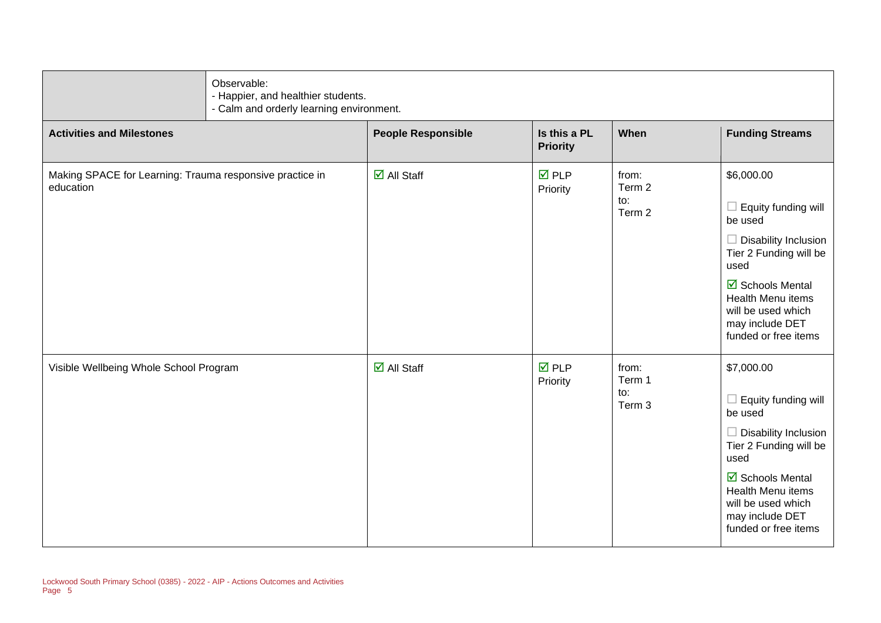| | Observable:<br>- Happier, and healthier students.<br>- Calm and orderly learning environment. | | | |
|---|---|---|---|---|
| **Activities and Milestones** | **People Responsible** | **Is this a PL Priority** | **When** | **Funding Streams** |
| Making SPACE for Learning: Trauma responsive practice in education | ☑ All Staff | ☑ PLP Priority | from: Term 2<br>to: Term 2 | $6,000.00<br><br>☐ Equity funding will be used<br><br>☐ Disability Inclusion Tier 2 Funding will be used<br><br>☑ Schools Mental Health Menu items will be used which may include DET funded or free items |
| Visible Wellbeing Whole School Program | ☑ All Staff | ☑ PLP Priority | from: Term 1<br>to: Term 3 | $7,000.00<br><br>☐ Equity funding will be used<br><br>☐ Disability Inclusion Tier 2 Funding will be used<br><br>☑ Schools Mental Health Menu items will be used which may include DET funded or free items |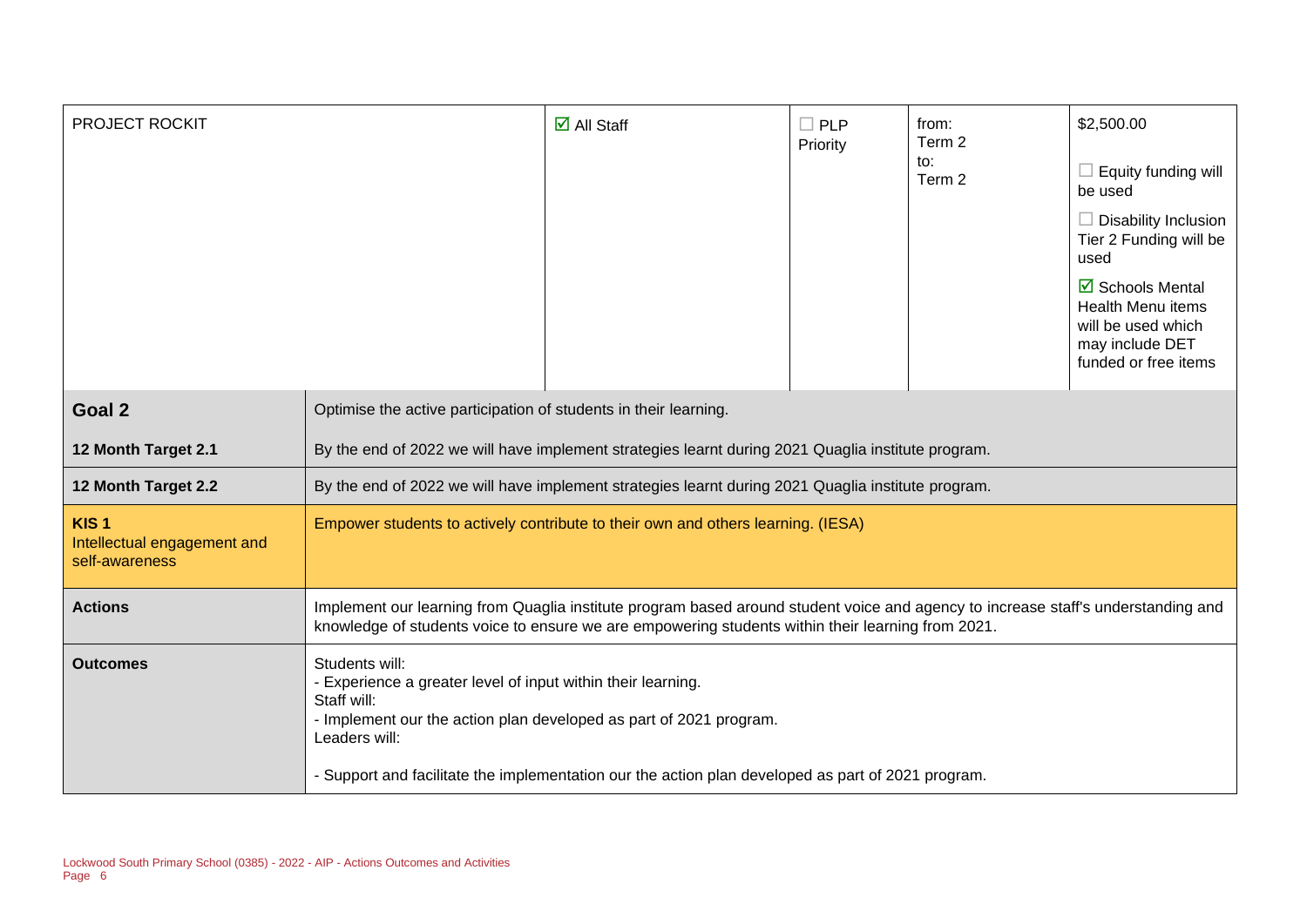| PROJECT ROCKIT | ☑ All Staff | ☐ PLP Priority | from: Term 2 to: Term 2 | $2,500.00<br><br>☐ Equity funding will be used<br><br>☐ Disability Inclusion Tier 2 Funding will be used<br><br>☑ Schools Mental Health Menu items will be used which may include DET funded or free items |
|---|---|---|---|---|

| **Goal 2** | Optimise the active participation of students in their learning. |
|---|---|
| **12 Month Target 2.1** | By the end of 2022 we will have implement strategies learnt during 2021 Quaglia institute program. |
| **12 Month Target 2.2** | By the end of 2022 we will have implement strategies learnt during 2021 Quaglia institute program. |
| **KIS 1**<br>Intellectual engagement and self-awareness | Empower students to actively contribute to their own and others learning. (IESA) |
| **Actions** | Implement our learning from Quaglia institute program based around student voice and agency to increase staff's understanding and knowledge of students voice to ensure we are empowering students within their learning from 2021. |
| **Outcomes** | Students will:<br>- Experience a greater level of input within their learning.<br>Staff will:<br>- Implement our the action plan developed as part of 2021 program.<br>Leaders will:<br><br>- Support and facilitate the implementation our the action plan developed as part of 2021 program. |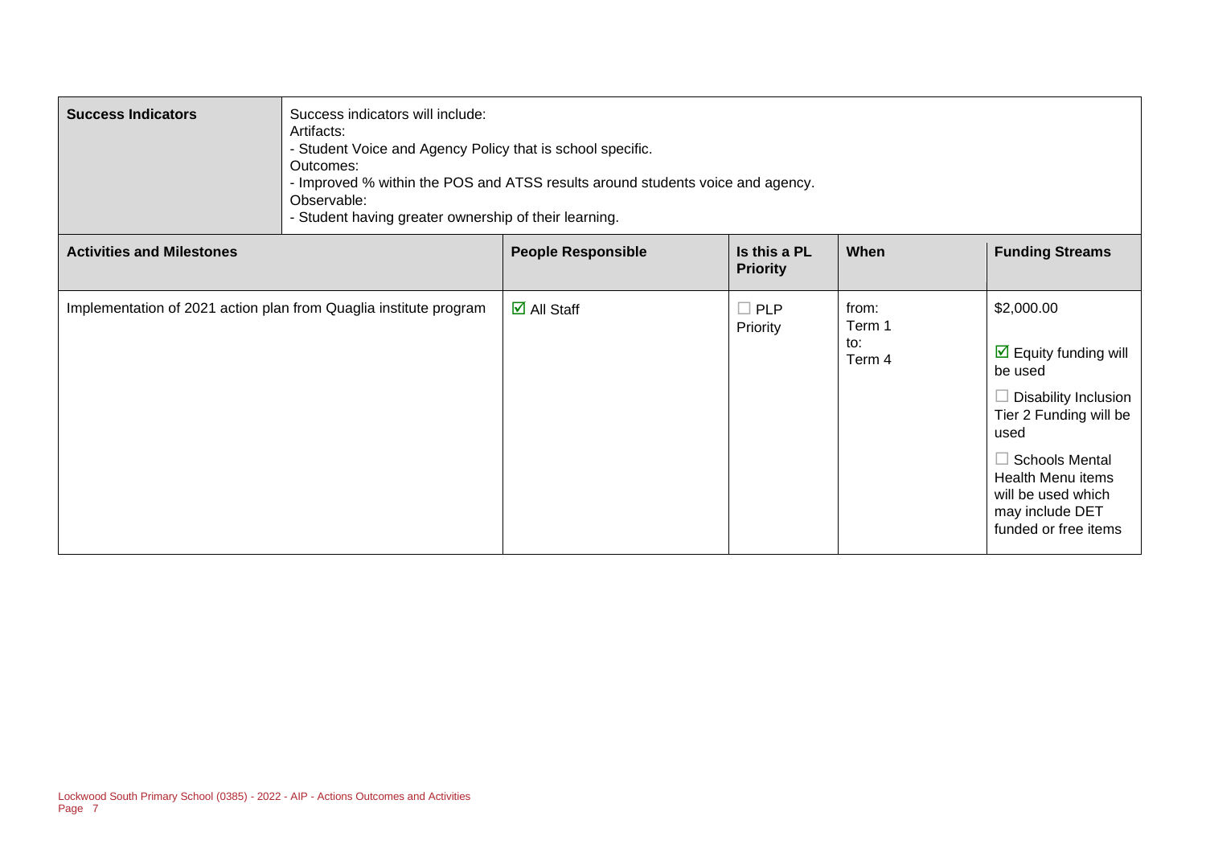| Success Indicators | Success indicators will include:<br>Artifacts:<br>- Student Voice and Agency Policy that is school specific.<br>Outcomes:<br>- Improved % within the POS and ATSS results around students voice and agency.<br>Observable:<br>- Student having greater ownership of their learning. | | | | |
|---|---|---|---|---|---|
| **Activities and Milestones** | | **People Responsible** | **Is this a PL Priority** | **When** | **Funding Streams** |
| Implementation of 2021 action plan from Quaglia institute program | | ☑ All Staff | ☐ PLP Priority | from:<br>Term 1<br>to:<br>Term 4 | $2,000.00<br><br>☑ Equity funding will be used<br><br>☐ Disability Inclusion Tier 2 Funding will be used<br><br>☐ Schools Mental Health Menu items will be used which may include DET funded or free items |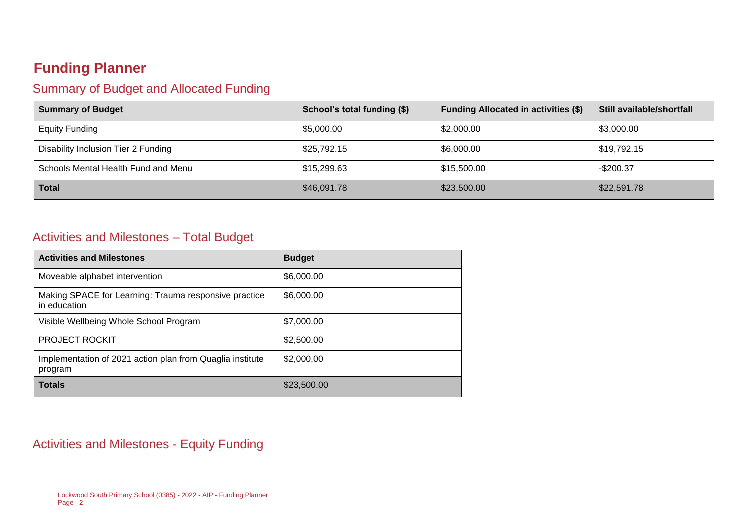# Funding Planner

## Summary of Budget and Allocated Funding

| Summary of Budget | School's total funding ($) | Funding Allocated in activities ($) | Still available/shortfall |
|---|---|---|---|
| Equity Funding | $5,000.00 | $2,000.00 | $3,000.00 |
| Disability Inclusion Tier 2 Funding | $25,792.15 | $6,000.00 | $19,792.15 |
| Schools Mental Health Fund and Menu | $15,299.63 | $15,500.00 | -$200.37 |
| **Total** | $46,091.78 | $23,500.00 | $22,591.78 |

## Activities and Milestones – Total Budget

| Activities and Milestones | Budget |
|---|---|
| Moveable alphabet intervention | $6,000.00 |
| Making SPACE for Learning: Trauma responsive practice in education | $6,000.00 |
| Visible Wellbeing Whole School Program | $7,000.00 |
| PROJECT ROCKIT | $2,500.00 |
| Implementation of 2021 action plan from Quaglia institute program | $2,000.00 |
| **Totals** | $23,500.00 |

## Activities and Milestones - Equity Funding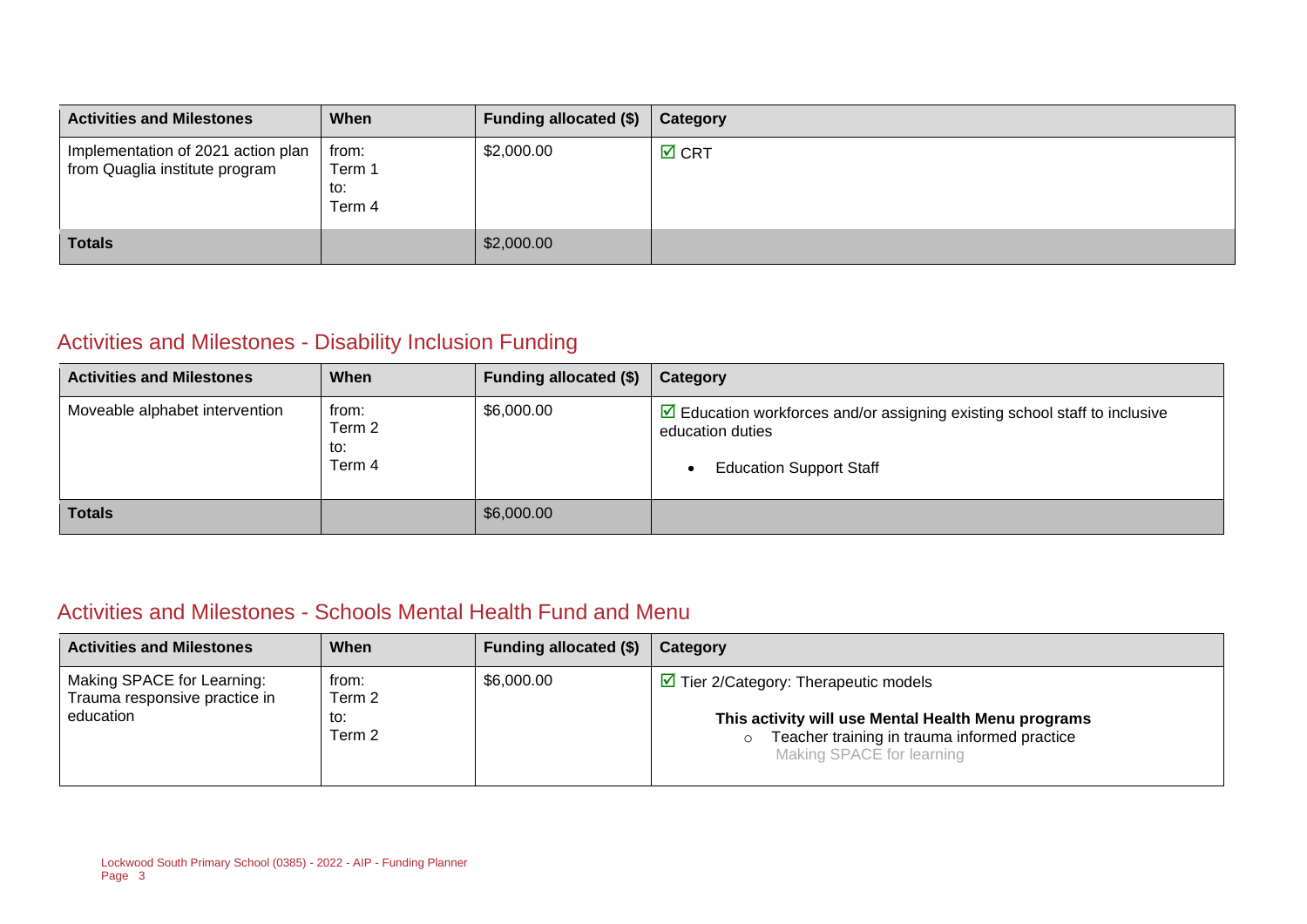| Activities and Milestones | When | Funding allocated ($) | Category |
|---|---|---|---|
| Implementation of 2021 action plan from Quaglia institute program | from: Term 1 to: Term 4 | $2,000.00 | ☑ CRT |
| **Totals** | | $2,000.00 | |

## Activities and Milestones - Disability Inclusion Funding

| Activities and Milestones | When | Funding allocated ($) | Category |
|---|---|---|---|
| Moveable alphabet intervention | from: Term 2 to: Term 4 | $6,000.00 | ☑ Education workforces and/or assigning existing school staff to inclusive education duties<br>• Education Support Staff |
| **Totals** | | $6,000.00 | |

## Activities and Milestones - Schools Mental Health Fund and Menu

| Activities and Milestones | When | Funding allocated ($) | Category |
|---|---|---|---|
| Making SPACE for Learning: Trauma responsive practice in education | from: Term 2 to: Term 2 | $6,000.00 | ☑ Tier 2/Category: Therapeutic models<br>**This activity will use Mental Health Menu programs**<br>○ Teacher training in trauma informed practice<br>Making SPACE for learning |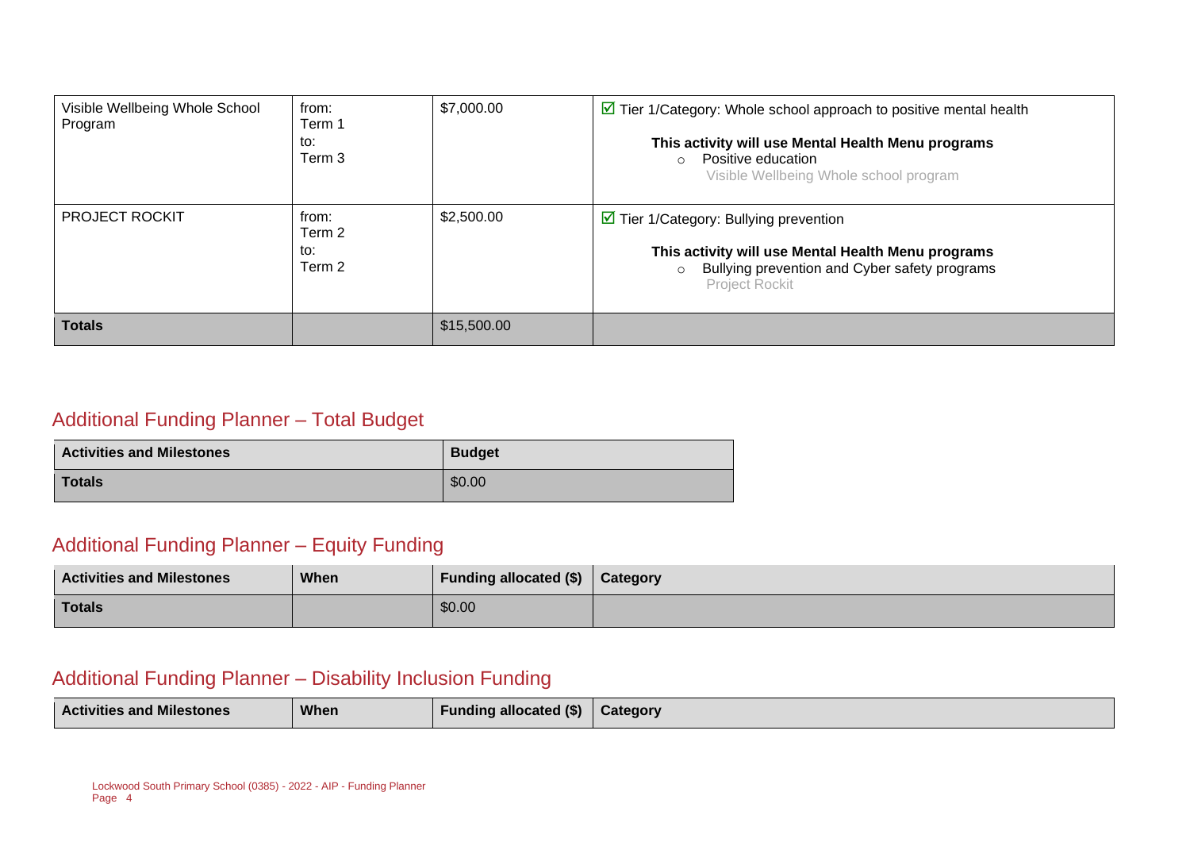| Visible Wellbeing Whole School Program | from: Term 1 to: Term 3 | $7,000.00 | ☑ Tier 1/Category: Whole school approach to positive mental health<br>**This activity will use Mental Health Menu programs**<br>○ Positive education<br>Visible Wellbeing Whole school program |
|---|---|---|---|
| PROJECT ROCKIT | from: Term 2 to: Term 2 | $2,500.00 | ☑ Tier 1/Category: Bullying prevention<br>**This activity will use Mental Health Menu programs**<br>○ Bullying prevention and Cyber safety programs<br>Project Rockit |
| **Totals** | | $15,500.00 | |

## Additional Funding Planner – Total Budget

| Activities and Milestones | Budget |
|---|---|
| **Totals** | $0.00 |

## Additional Funding Planner – Equity Funding

| Activities and Milestones | When | Funding allocated ($) | Category |
|---|---|---|---|
| **Totals** | | $0.00 | |

## Additional Funding Planner – Disability Inclusion Funding

| Activities and Milestones | When | Funding allocated ($) | Category |
|---|---|---|---|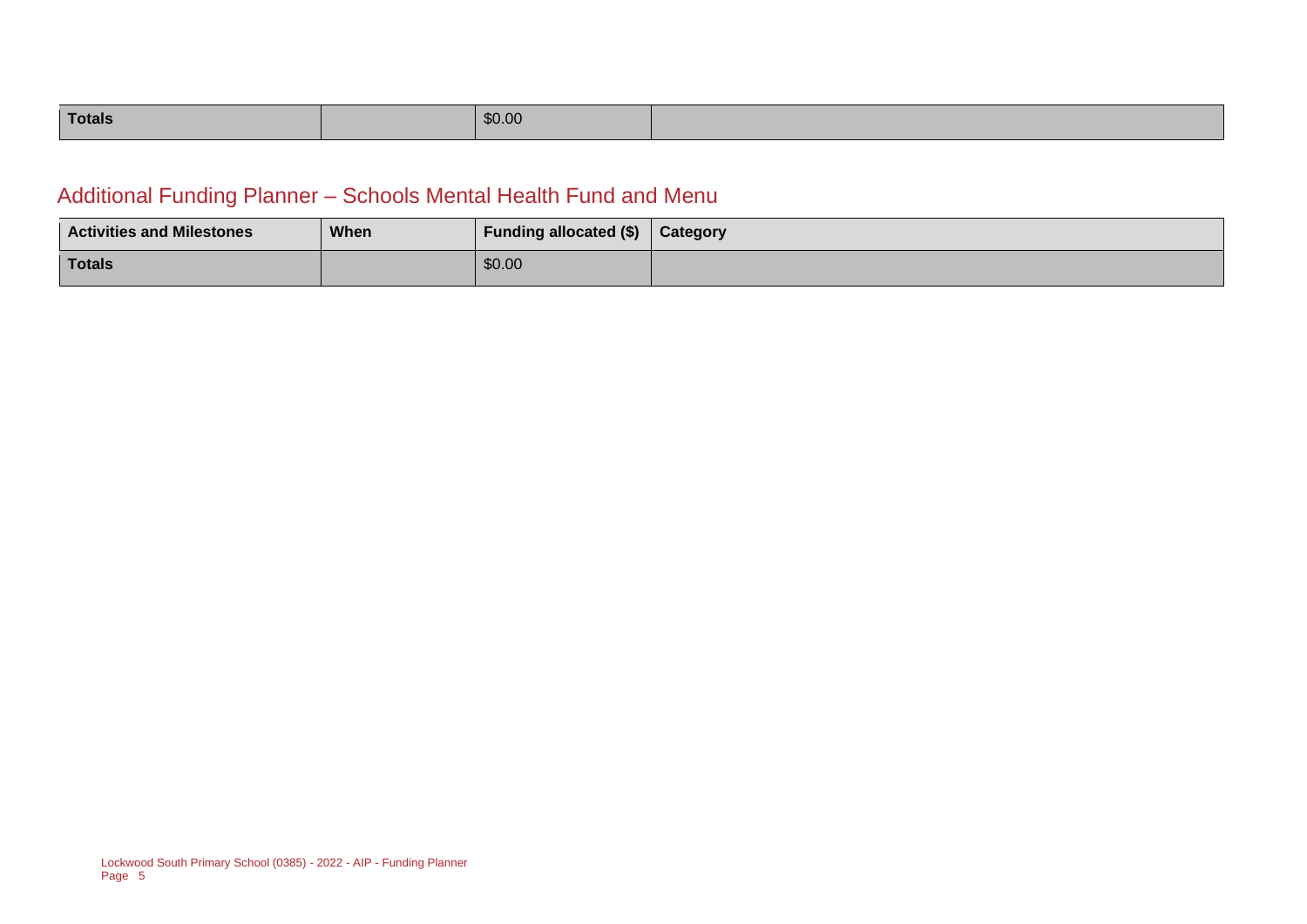| Totals | | $0.00 | |
|---|---|---|---|

## Additional Funding Planner – Schools Mental Health Fund and Menu

| Activities and Milestones | When | Funding allocated ($) | Category |
|---|---|---|---|
| Totals | | $0.00 | |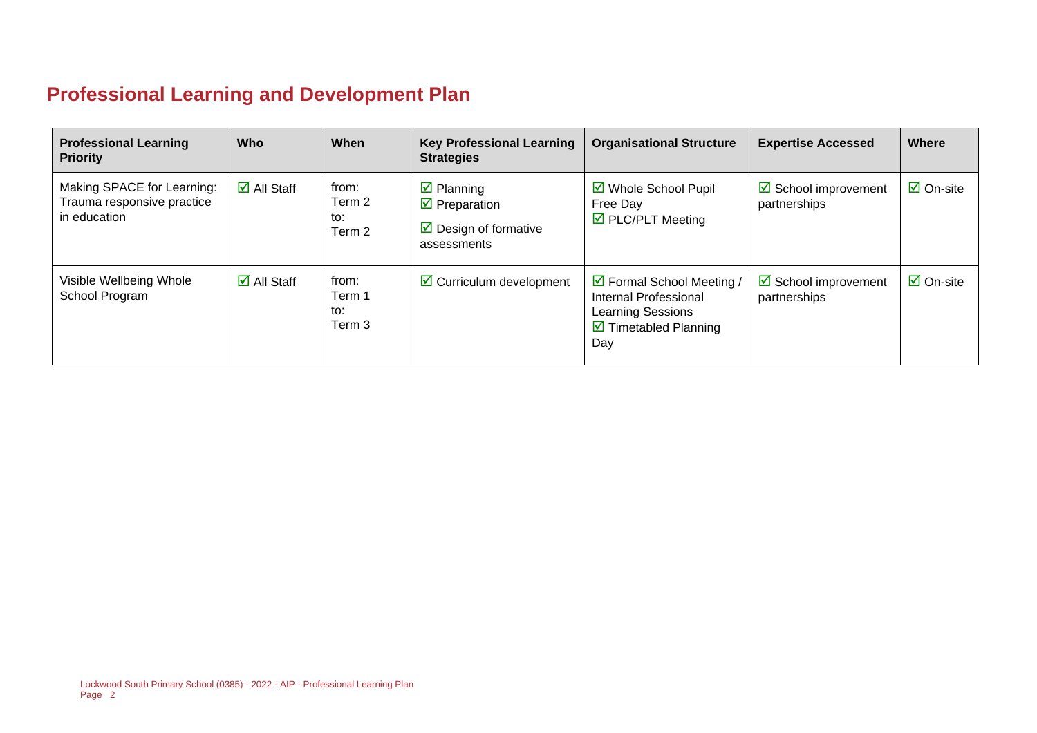## Professional Learning and Development Plan

| Professional Learning Priority | Who | When | Key Professional Learning Strategies | Organisational Structure | Expertise Accessed | Where |
|---|---|---|---|---|---|---|
| Making SPACE for Learning: Trauma responsive practice in education | ☑ All Staff | from: Term 2 to: Term 2 | ☑ Planning ☑ Preparation ☑ Design of formative assessments | ☑ Whole School Pupil Free Day ☑ PLC/PLT Meeting | ☑ School improvement partnerships | ☑ On-site |
| Visible Wellbeing Whole School Program | ☑ All Staff | from: Term 1 to: Term 3 | ☑ Curriculum development | ☑ Formal School Meeting / Internal Professional Learning Sessions ☑ Timetabled Planning Day | ☑ School improvement partnerships | ☑ On-site |